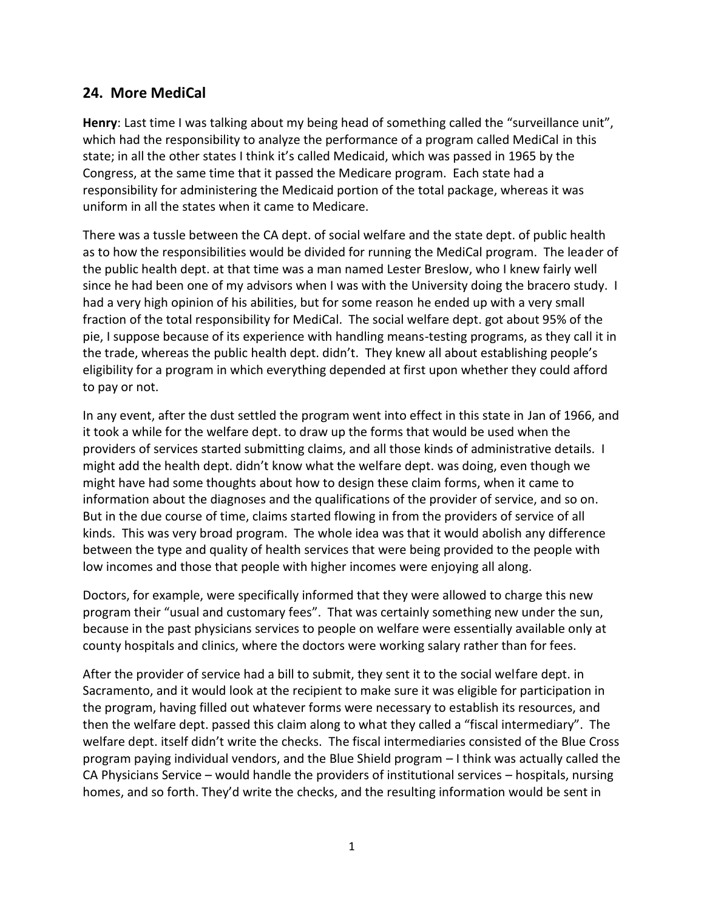## 24. More MediCal

**Henry**: Last time I was talking about my being head of something called the "surveillance unit", which had the responsibility to analyze the performance of a program called MediCal in this state; in all the other states I think it's called Medicaid, which was passed in 1965 by the Congress, at the same time that it passed the Medicare program. Each state had a responsibility for administering the Medicaid portion of the total package, whereas it was uniform in all the states when it came to Medicare.

There was a tussle between the CA dept. of social welfare and the state dept. of public health as to how the responsibilities would be divided for running the MediCal program. The leader of the public health dept. at that time was a man named Lester Breslow, who I knew fairly well since he had been one of my advisors when I was with the University doing the bracero study. I had a very high opinion of his abilities, but for some reason he ended up with a very small fraction of the total responsibility for MediCal. The social welfare dept. got about 95% of the pie, I suppose because of its experience with handling means-testing programs, as they call it in the trade, whereas the public health dept. didn't. They knew all about establishing people's eligibility for a program in which everything depended at first upon whether they could afford to pay or not.

In any event, after the dust settled the program went into effect in this state in Jan of 1966, and it took a while for the welfare dept. to draw up the forms that would be used when the providers of services started submitting claims, and all those kinds of administrative details. I might add the health dept. didn't know what the welfare dept. was doing, even though we might have had some thoughts about how to design these claim forms, when it came to information about the diagnoses and the qualifications of the provider of service, and so on. But in the due course of time, claims started flowing in from the providers of service of all kinds. This was very broad program. The whole idea was that it would abolish any difference between the type and quality of health services that were being provided to the people with low incomes and those that people with higher incomes were enjoying all along.

Doctors, for example, were specifically informed that they were allowed to charge this new program their "usual and customary fees". That was certainly something new under the sun, because in the past physicians services to people on welfare were essentially available only at county hospitals and clinics, where the doctors were working salary rather than for fees.

After the provider of service had a bill to submit, they sent it to the social welfare dept. in Sacramento, and it would look at the recipient to make sure it was eligible for participation in the program, having filled out whatever forms were necessary to establish its resources, and then the welfare dept. passed this claim along to what they called a "fiscal intermediary". The welfare dept. itself didn't write the checks. The fiscal intermediaries consisted of the Blue Cross program paying individual vendors, and the Blue Shield program – I think was actually called the CA Physicians Service – would handle the providers of institutional services – hospitals, nursing homes, and so forth. They'd write the checks, and the resulting information would be sent in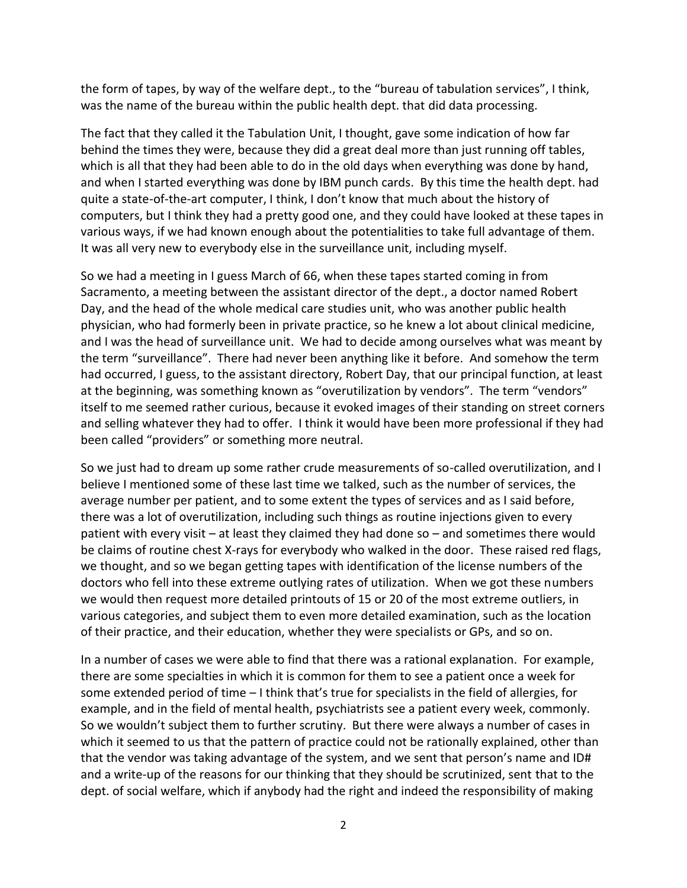the form of tapes, by way of the welfare dept., to the "bureau of tabulation services", I think, was the name of the bureau within the public health dept. that did data processing.

The fact that they called it the Tabulation Unit, I thought, gave some indication of how far behind the times they were, because they did a great deal more than just running off tables, which is all that they had been able to do in the old days when everything was done by hand, and when I started everything was done by IBM punch cards. By this time the health dept. had quite a state-of-the-art computer, I think, I don't know that much about the history of computers, but I think they had a pretty good one, and they could have looked at these tapes in various ways, if we had known enough about the potentialities to take full advantage of them. It was all very new to everybody else in the surveillance unit, including myself.

So we had a meeting in I guess March of 66, when these tapes started coming in from Sacramento, a meeting between the assistant director of the dept., a doctor named Robert Day, and the head of the whole medical care studies unit, who was another public health physician, who had formerly been in private practice, so he knew a lot about clinical medicine, and I was the head of surveillance unit. We had to decide among ourselves what was meant by the term "surveillance". There had never been anything like it before. And somehow the term had occurred, I guess, to the assistant directory, Robert Day, that our principal function, at least at the beginning, was something known as "overutilization by vendors". The term "vendors" itself to me seemed rather curious, because it evoked images of their standing on street corners and selling whatever they had to offer. I think it would have been more professional if they had been called "providers" or something more neutral.

So we just had to dream up some rather crude measurements of so-called overutilization, and I believe I mentioned some of these last time we talked, such as the number of services, the average number per patient, and to some extent the types of services and as I said before, there was a lot of overutilization, including such things as routine injections given to every patient with every visit – at least they claimed they had done so – and sometimes there would be claims of routine chest X-rays for everybody who walked in the door. These raised red flags, we thought, and so we began getting tapes with identification of the license numbers of the doctors who fell into these extreme outlying rates of utilization. When we got these numbers we would then request more detailed printouts of 15 or 20 of the most extreme outliers, in various categories, and subject them to even more detailed examination, such as the location of their practice, and their education, whether they were specialists or GPs, and so on.

In a number of cases we were able to find that there was a rational explanation. For example, there are some specialties in which it is common for them to see a patient once a week for some extended period of time – I think that's true for specialists in the field of allergies, for example, and in the field of mental health, psychiatrists see a patient every week, commonly. So we wouldn't subject them to further scrutiny. But there were always a number of cases in which it seemed to us that the pattern of practice could not be rationally explained, other than that the vendor was taking advantage of the system, and we sent that person's name and ID# and a write-up of the reasons for our thinking that they should be scrutinized, sent that to the dept. of social welfare, which if anybody had the right and indeed the responsibility of making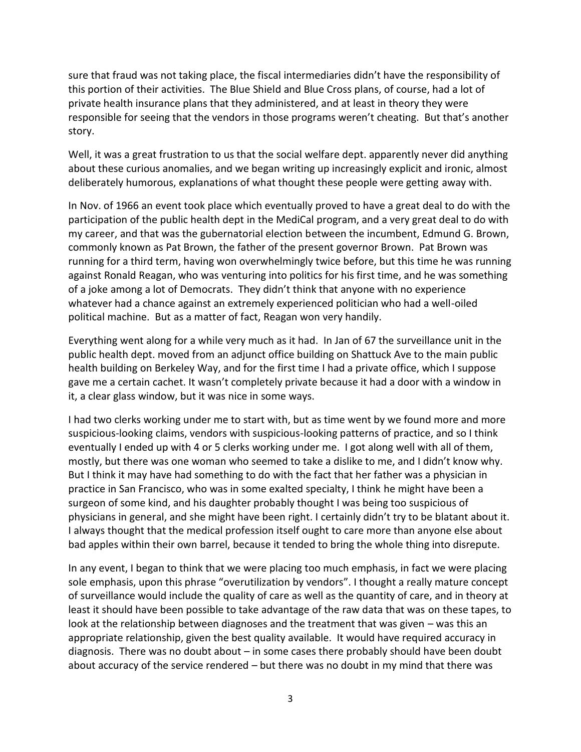sure that fraud was not taking place, the fiscal intermediaries didn't have the responsibility of this portion of their activities. The Blue Shield and Blue Cross plans, of course, had a lot of private health insurance plans that they administered, and at least in theory they were responsible for seeing that the vendors in those programs weren't cheating. But that's another story.

Well, it was a great frustration to us that the social welfare dept. apparently never did anything about these curious anomalies, and we began writing up increasingly explicit and ironic, almost deliberately humorous, explanations of what thought these people were getting away with.

In Nov. of 1966 an event took place which eventually proved to have a great deal to do with the participation of the public health dept in the MediCal program, and a very great deal to do with my career, and that was the gubernatorial election between the incumbent, Edmund G. Brown, commonly known as Pat Brown, the father of the present governor Brown. Pat Brown was running for a third term, having won overwhelmingly twice before, but this time he was running against Ronald Reagan, who was venturing into politics for his first time, and he was something of a joke among a lot of Democrats. They didn't think that anyone with no experience whatever had a chance against an extremely experienced politician who had a well-oiled political machine. But as a matter of fact, Reagan won very handily.

Everything went along for a while very much as it had. In Jan of 67 the surveillance unit in the public health dept. moved from an adjunct office building on Shattuck Ave to the main public health building on Berkeley Way, and for the first time I had a private office, which I suppose gave me a certain cachet. It wasn't completely private because it had a door with a window in it, a clear glass window, but it was nice in some ways.

I had two clerks working under me to start with, but as time went by we found more and more suspicious-looking claims, vendors with suspicious-looking patterns of practice, and so I think eventually I ended up with 4 or 5 clerks working under me. I got along well with all of them, mostly, but there was one woman who seemed to take a dislike to me, and I didn't know why. But I think it may have had something to do with the fact that her father was a physician in practice in San Francisco, who was in some exalted specialty, I think he might have been a surgeon of some kind, and his daughter probably thought I was being too suspicious of physicians in general, and she might have been right. I certainly didn't try to be blatant about it. I always thought that the medical profession itself ought to care more than anyone else about bad apples within their own barrel, because it tended to bring the whole thing into disrepute.

In any event, I began to think that we were placing too much emphasis, in fact we were placing sole emphasis, upon this phrase "overutilization by vendors". I thought a really mature concept of surveillance would include the quality of care as well as the quantity of care, and in theory at least it should have been possible to take advantage of the raw data that was on these tapes, to look at the relationship between diagnoses and the treatment that was given – was this an appropriate relationship, given the best quality available. It would have required accuracy in diagnosis. There was no doubt about – in some cases there probably should have been doubt about accuracy of the service rendered – but there was no doubt in my mind that there was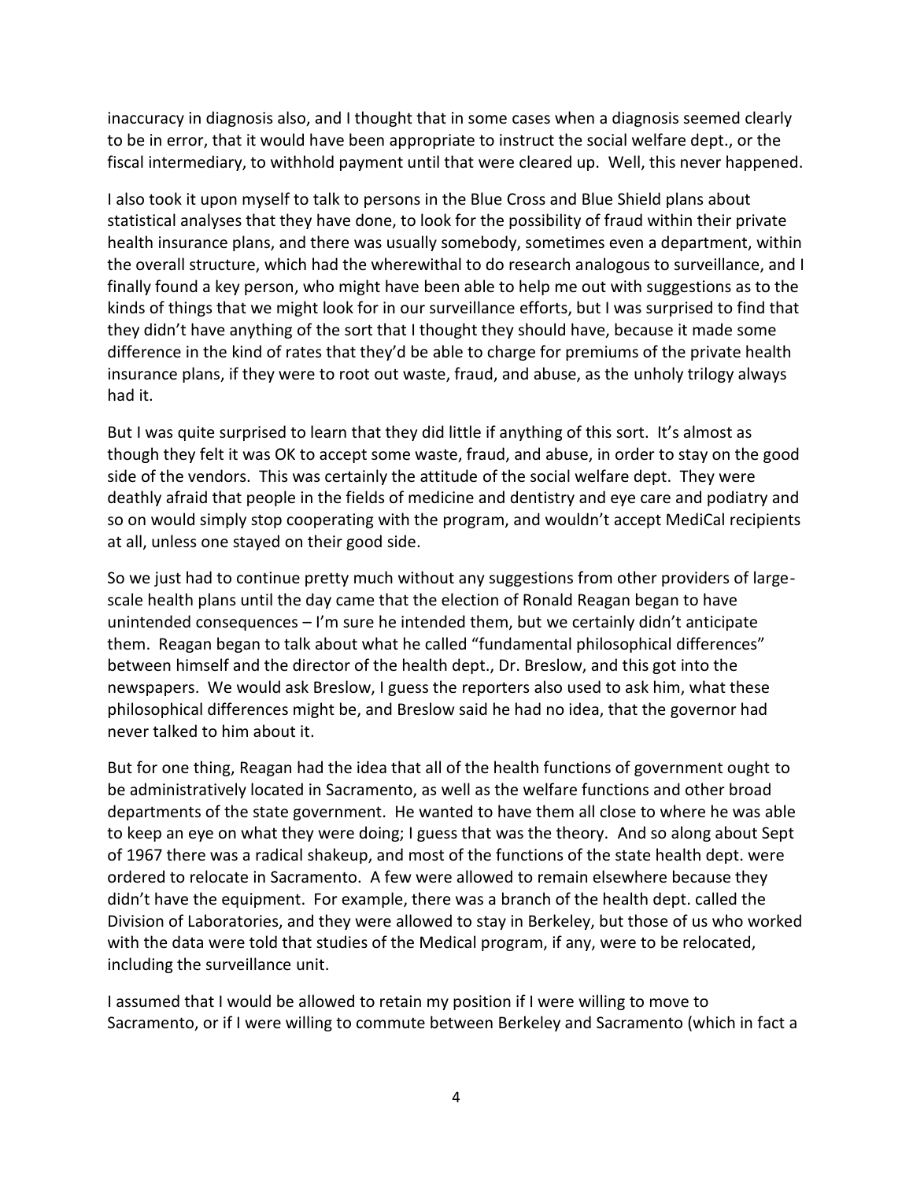inaccuracy in diagnosis also, and I thought that in some cases when a diagnosis seemed clearly to be in error, that it would have been appropriate to instruct the social welfare dept., or the fiscal intermediary, to withhold payment until that were cleared up. Well, this never happened.

I also took it upon myself to talk to persons in the Blue Cross and Blue Shield plans about statistical analyses that they have done, to look for the possibility of fraud within their private health insurance plans, and there was usually somebody, sometimes even a department, within the overall structure, which had the wherewithal to do research analogous to surveillance, and I finally found a key person, who might have been able to help me out with suggestions as to the kinds of things that we might look for in our surveillance efforts, but I was surprised to find that they didn't have anything of the sort that I thought they should have, because it made some difference in the kind of rates that they'd be able to charge for premiums of the private health insurance plans, if they were to root out waste, fraud, and abuse, as the unholy trilogy always had it.

But I was quite surprised to learn that they did little if anything of this sort. It's almost as though they felt it was OK to accept some waste, fraud, and abuse, in order to stay on the good side of the vendors. This was certainly the attitude of the social welfare dept. They were deathly afraid that people in the fields of medicine and dentistry and eye care and podiatry and so on would simply stop cooperating with the program, and wouldn't accept MediCal recipients at all, unless one stayed on their good side.

So we just had to continue pretty much without any suggestions from other providers of large-scale health plans until the day came that the election of Ronald Reagan began to have unintended consequences – I'm sure he intended them, but we certainly didn't anticipate them. Reagan began to talk about what he called "fundamental philosophical differences" between himself and the director of the health dept., Dr. Breslow, and this got into the newspapers. We would ask Breslow, I guess the reporters also used to ask him, what these philosophical differences might be, and Breslow said he had no idea, that the governor had never talked to him about it.

But for one thing, Reagan had the idea that all of the health functions of government ought to be administratively located in Sacramento, as well as the welfare functions and other broad departments of the state government. He wanted to have them all close to where he was able to keep an eye on what they were doing; I guess that was the theory. And so along about Sept of 1967 there was a radical shakeup, and most of the functions of the state health dept. were ordered to relocate in Sacramento. A few were allowed to remain elsewhere because they didn't have the equipment. For example, there was a branch of the health dept. called the Division of Laboratories, and they were allowed to stay in Berkeley, but those of us who worked with the data were told that studies of the Medical program, if any, were to be relocated, including the surveillance unit.

I assumed that I would be allowed to retain my position if I were willing to move to Sacramento, or if I were willing to commute between Berkeley and Sacramento (which in fact a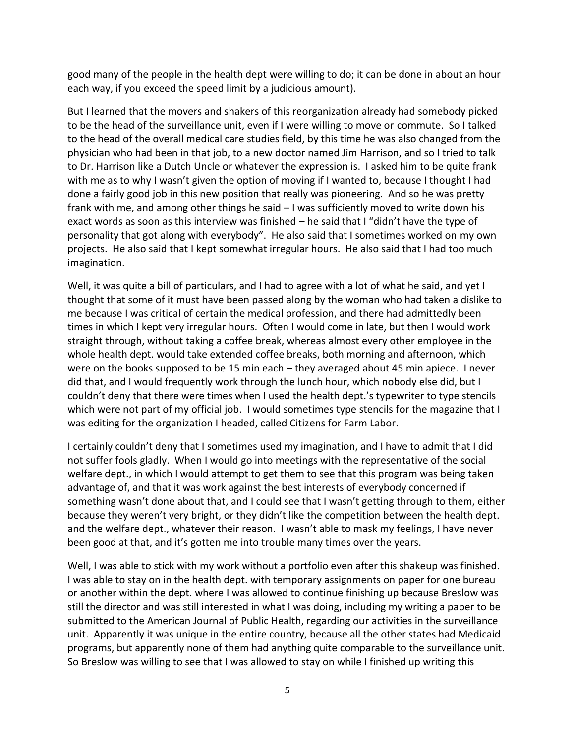good many of the people in the health dept were willing to do; it can be done in about an hour each way, if you exceed the speed limit by a judicious amount).

But I learned that the movers and shakers of this reorganization already had somebody picked to be the head of the surveillance unit, even if I were willing to move or commute. So I talked to the head of the overall medical care studies field, by this time he was also changed from the physician who had been in that job, to a new doctor named Jim Harrison, and so I tried to talk to Dr. Harrison like a Dutch Uncle or whatever the expression is. I asked him to be quite frank with me as to why I wasn't given the option of moving if I wanted to, because I thought I had done a fairly good job in this new position that really was pioneering. And so he was pretty frank with me, and among other things he said – I was sufficiently moved to write down his exact words as soon as this interview was finished – he said that I "didn't have the type of personality that got along with everybody". He also said that I sometimes worked on my own projects. He also said that I kept somewhat irregular hours. He also said that I had too much imagination.

Well, it was quite a bill of particulars, and I had to agree with a lot of what he said, and yet I thought that some of it must have been passed along by the woman who had taken a dislike to me because I was critical of certain the medical profession, and there had admittedly been times in which I kept very irregular hours. Often I would come in late, but then I would work straight through, without taking a coffee break, whereas almost every other employee in the whole health dept. would take extended coffee breaks, both morning and afternoon, which were on the books supposed to be 15 min each – they averaged about 45 min apiece. I never did that, and I would frequently work through the lunch hour, which nobody else did, but I couldn't deny that there were times when I used the health dept.'s typewriter to type stencils which were not part of my official job. I would sometimes type stencils for the magazine that I was editing for the organization I headed, called Citizens for Farm Labor.

I certainly couldn't deny that I sometimes used my imagination, and I have to admit that I did not suffer fools gladly. When I would go into meetings with the representative of the social welfare dept., in which I would attempt to get them to see that this program was being taken advantage of, and that it was work against the best interests of everybody concerned if something wasn't done about that, and I could see that I wasn't getting through to them, either because they weren't very bright, or they didn't like the competition between the health dept. and the welfare dept., whatever their reason. I wasn't able to mask my feelings, I have never been good at that, and it's gotten me into trouble many times over the years.

Well, I was able to stick with my work without a portfolio even after this shakeup was finished. I was able to stay on in the health dept. with temporary assignments on paper for one bureau or another within the dept. where I was allowed to continue finishing up because Breslow was still the director and was still interested in what I was doing, including my writing a paper to be submitted to the American Journal of Public Health, regarding our activities in the surveillance unit. Apparently it was unique in the entire country, because all the other states had Medicaid programs, but apparently none of them had anything quite comparable to the surveillance unit. So Breslow was willing to see that I was allowed to stay on while I finished up writing this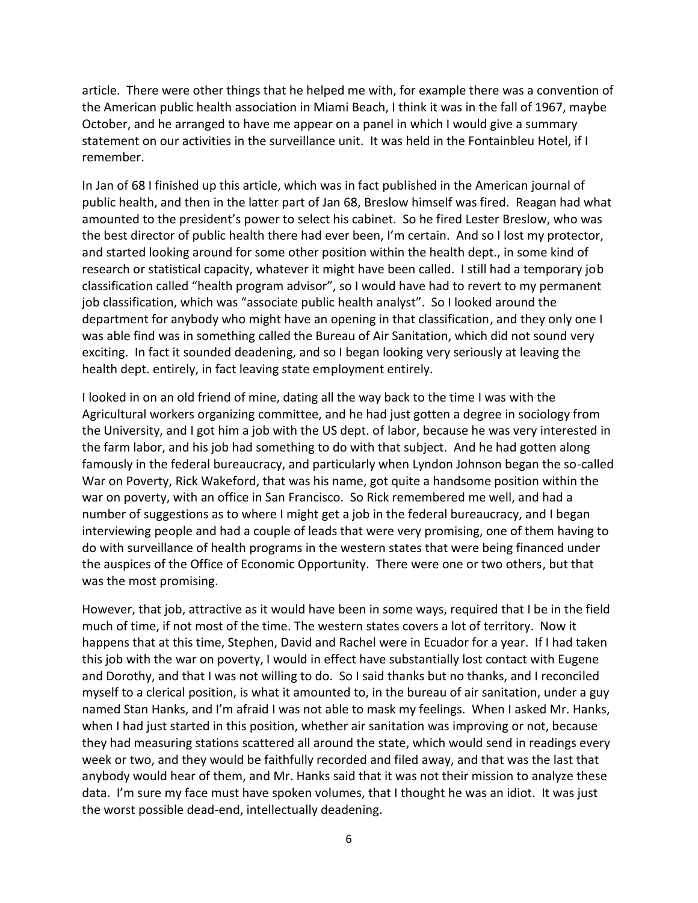article. There were other things that he helped me with, for example there was a convention of the American public health association in Miami Beach, I think it was in the fall of 1967, maybe October, and he arranged to have me appear on a panel in which I would give a summary statement on our activities in the surveillance unit. It was held in the Fontainbleu Hotel, if I remember.

In Jan of 68 I finished up this article, which was in fact published in the American journal of public health, and then in the latter part of Jan 68, Breslow himself was fired. Reagan had what amounted to the president's power to select his cabinet. So he fired Lester Breslow, who was the best director of public health there had ever been, I'm certain. And so I lost my protector, and started looking around for some other position within the health dept., in some kind of research or statistical capacity, whatever it might have been called. I still had a temporary job classification called "health program advisor", so I would have had to revert to my permanent job classification, which was "associate public health analyst". So I looked around the department for anybody who might have an opening in that classification, and they only one I was able find was in something called the Bureau of Air Sanitation, which did not sound very exciting. In fact it sounded deadening, and so I began looking very seriously at leaving the health dept. entirely, in fact leaving state employment entirely.

I looked in on an old friend of mine, dating all the way back to the time I was with the Agricultural workers organizing committee, and he had just gotten a degree in sociology from the University, and I got him a job with the US dept. of labor, because he was very interested in the farm labor, and his job had something to do with that subject. And he had gotten along famously in the federal bureaucracy, and particularly when Lyndon Johnson began the so-called War on Poverty, Rick Wakeford, that was his name, got quite a handsome position within the war on poverty, with an office in San Francisco. So Rick remembered me well, and had a number of suggestions as to where I might get a job in the federal bureaucracy, and I began interviewing people and had a couple of leads that were very promising, one of them having to do with surveillance of health programs in the western states that were being financed under the auspices of the Office of Economic Opportunity. There were one or two others, but that was the most promising.

However, that job, attractive as it would have been in some ways, required that I be in the field much of time, if not most of the time. The western states covers a lot of territory. Now it happens that at this time, Stephen, David and Rachel were in Ecuador for a year. If I had taken this job with the war on poverty, I would in effect have substantially lost contact with Eugene and Dorothy, and that I was not willing to do. So I said thanks but no thanks, and I reconciled myself to a clerical position, is what it amounted to, in the bureau of air sanitation, under a guy named Stan Hanks, and I'm afraid I was not able to mask my feelings. When I asked Mr. Hanks, when I had just started in this position, whether air sanitation was improving or not, because they had measuring stations scattered all around the state, which would send in readings every week or two, and they would be faithfully recorded and filed away, and that was the last that anybody would hear of them, and Mr. Hanks said that it was not their mission to analyze these data. I'm sure my face must have spoken volumes, that I thought he was an idiot. It was just the worst possible dead-end, intellectually deadening.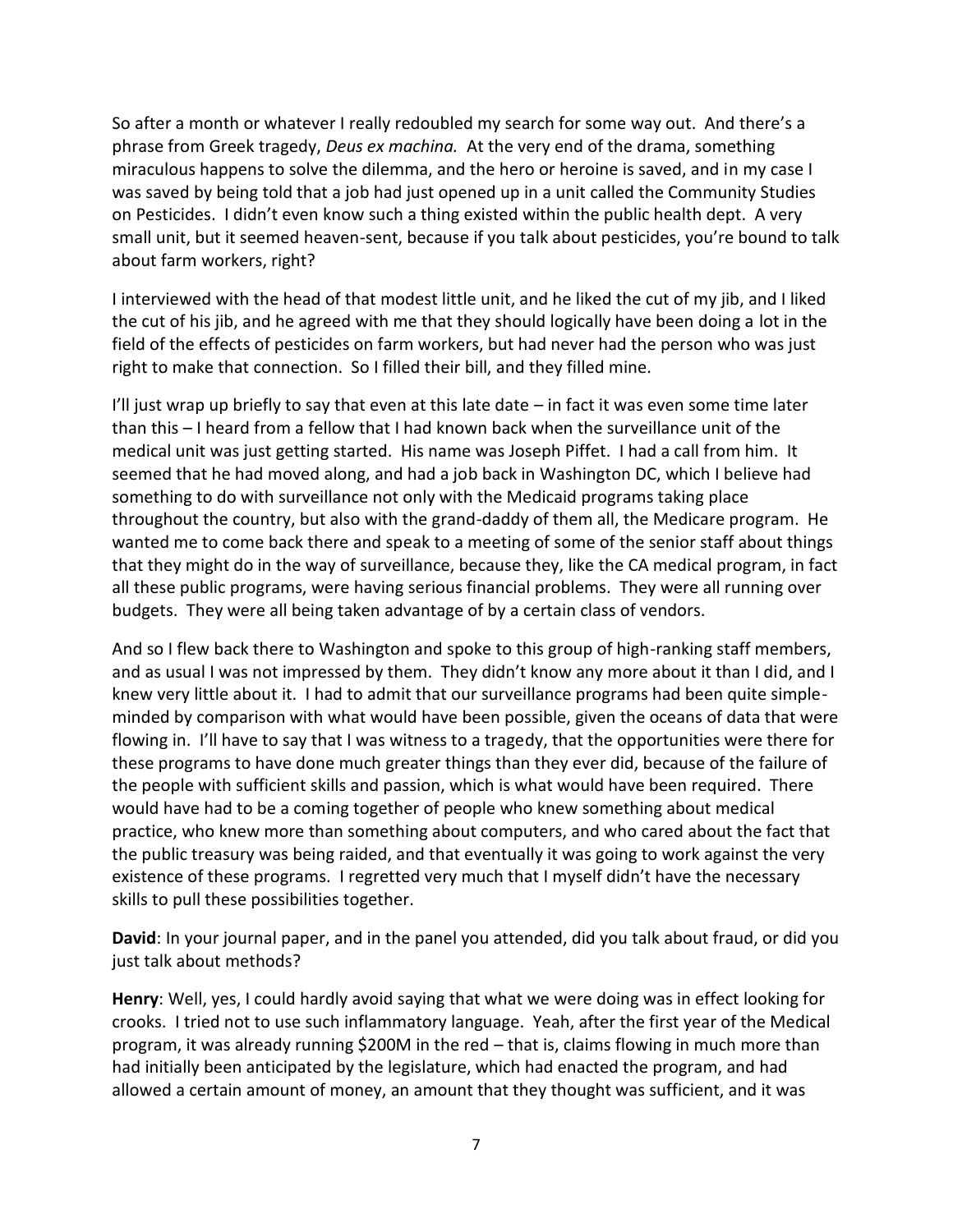So after a month or whatever I really redoubled my search for some way out. And there's a phrase from Greek tragedy, *Deus ex machina.* At the very end of the drama, something miraculous happens to solve the dilemma, and the hero or heroine is saved, and in my case I was saved by being told that a job had just opened up in a unit called the Community Studies on Pesticides. I didn't even know such a thing existed within the public health dept. A very small unit, but it seemed heaven-sent, because if you talk about pesticides, you're bound to talk about farm workers, right?

I interviewed with the head of that modest little unit, and he liked the cut of my jib, and I liked the cut of his jib, and he agreed with me that they should logically have been doing a lot in the field of the effects of pesticides on farm workers, but had never had the person who was just right to make that connection. So I filled their bill, and they filled mine.

I'll just wrap up briefly to say that even at this late date – in fact it was even some time later than this – I heard from a fellow that I had known back when the surveillance unit of the medical unit was just getting started. His name was Joseph Piffet. I had a call from him. It seemed that he had moved along, and had a job back in Washington DC, which I believe had something to do with surveillance not only with the Medicaid programs taking place throughout the country, but also with the grand-daddy of them all, the Medicare program. He wanted me to come back there and speak to a meeting of some of the senior staff about things that they might do in the way of surveillance, because they, like the CA medical program, in fact all these public programs, were having serious financial problems. They were all running over budgets. They were all being taken advantage of by a certain class of vendors.

And so I flew back there to Washington and spoke to this group of high-ranking staff members, and as usual I was not impressed by them. They didn't know any more about it than I did, and I knew very little about it. I had to admit that our surveillance programs had been quite simple-minded by comparison with what would have been possible, given the oceans of data that were flowing in. I'll have to say that I was witness to a tragedy, that the opportunities were there for these programs to have done much greater things than they ever did, because of the failure of the people with sufficient skills and passion, which is what would have been required. There would have had to be a coming together of people who knew something about medical practice, who knew more than something about computers, and who cared about the fact that the public treasury was being raided, and that eventually it was going to work against the very existence of these programs. I regretted very much that I myself didn't have the necessary skills to pull these possibilities together.

**David**: In your journal paper, and in the panel you attended, did you talk about fraud, or did you just talk about methods?

**Henry**: Well, yes, I could hardly avoid saying that what we were doing was in effect looking for crooks. I tried not to use such inflammatory language. Yeah, after the first year of the Medical program, it was already running $200M in the red – that is, claims flowing in much more than had initially been anticipated by the legislature, which had enacted the program, and had allowed a certain amount of money, an amount that they thought was sufficient, and it was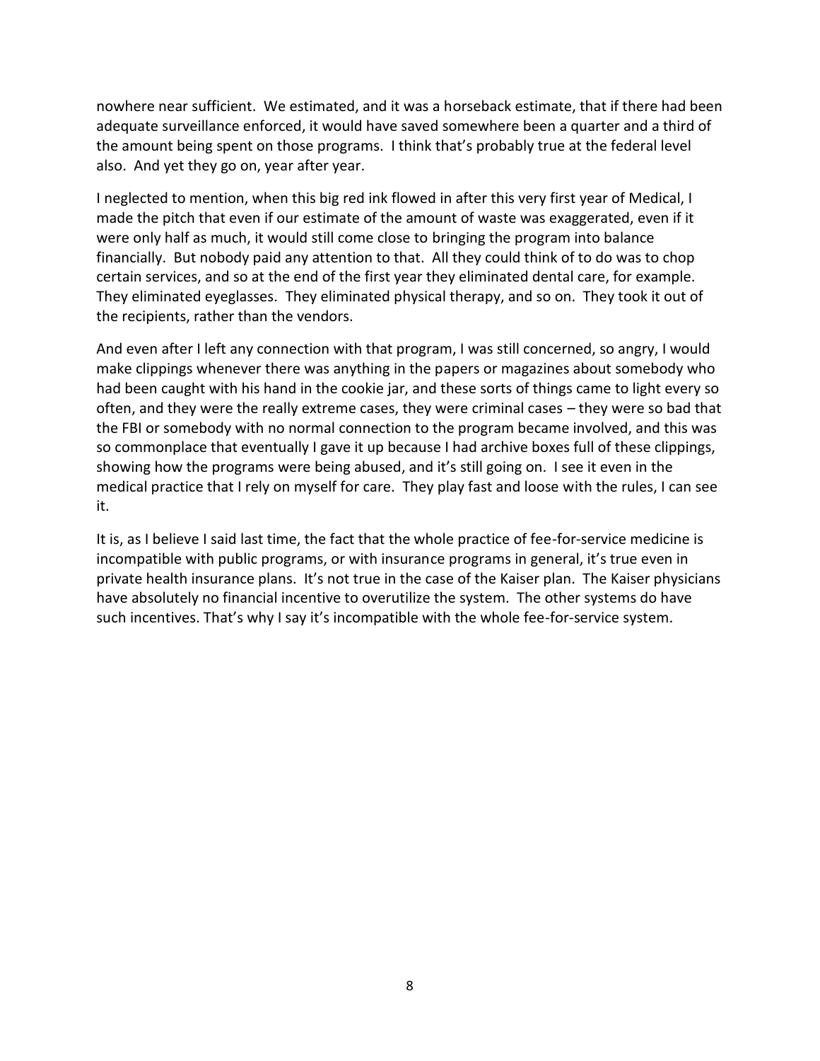nowhere near sufficient. We estimated, and it was a horseback estimate, that if there had been adequate surveillance enforced, it would have saved somewhere been a quarter and a third of the amount being spent on those programs. I think that's probably true at the federal level also. And yet they go on, year after year.

I neglected to mention, when this big red ink flowed in after this very first year of Medical, I made the pitch that even if our estimate of the amount of waste was exaggerated, even if it were only half as much, it would still come close to bringing the program into balance financially. But nobody paid any attention to that. All they could think of to do was to chop certain services, and so at the end of the first year they eliminated dental care, for example. They eliminated eyeglasses. They eliminated physical therapy, and so on. They took it out of the recipients, rather than the vendors.

And even after I left any connection with that program, I was still concerned, so angry, I would make clippings whenever there was anything in the papers or magazines about somebody who had been caught with his hand in the cookie jar, and these sorts of things came to light every so often, and they were the really extreme cases, they were criminal cases – they were so bad that the FBI or somebody with no normal connection to the program became involved, and this was so commonplace that eventually I gave it up because I had archive boxes full of these clippings, showing how the programs were being abused, and it's still going on. I see it even in the medical practice that I rely on myself for care. They play fast and loose with the rules, I can see it.

It is, as I believe I said last time, the fact that the whole practice of fee-for-service medicine is incompatible with public programs, or with insurance programs in general, it's true even in private health insurance plans. It's not true in the case of the Kaiser plan. The Kaiser physicians have absolutely no financial incentive to overutilize the system. The other systems do have such incentives. That's why I say it's incompatible with the whole fee-for-service system.